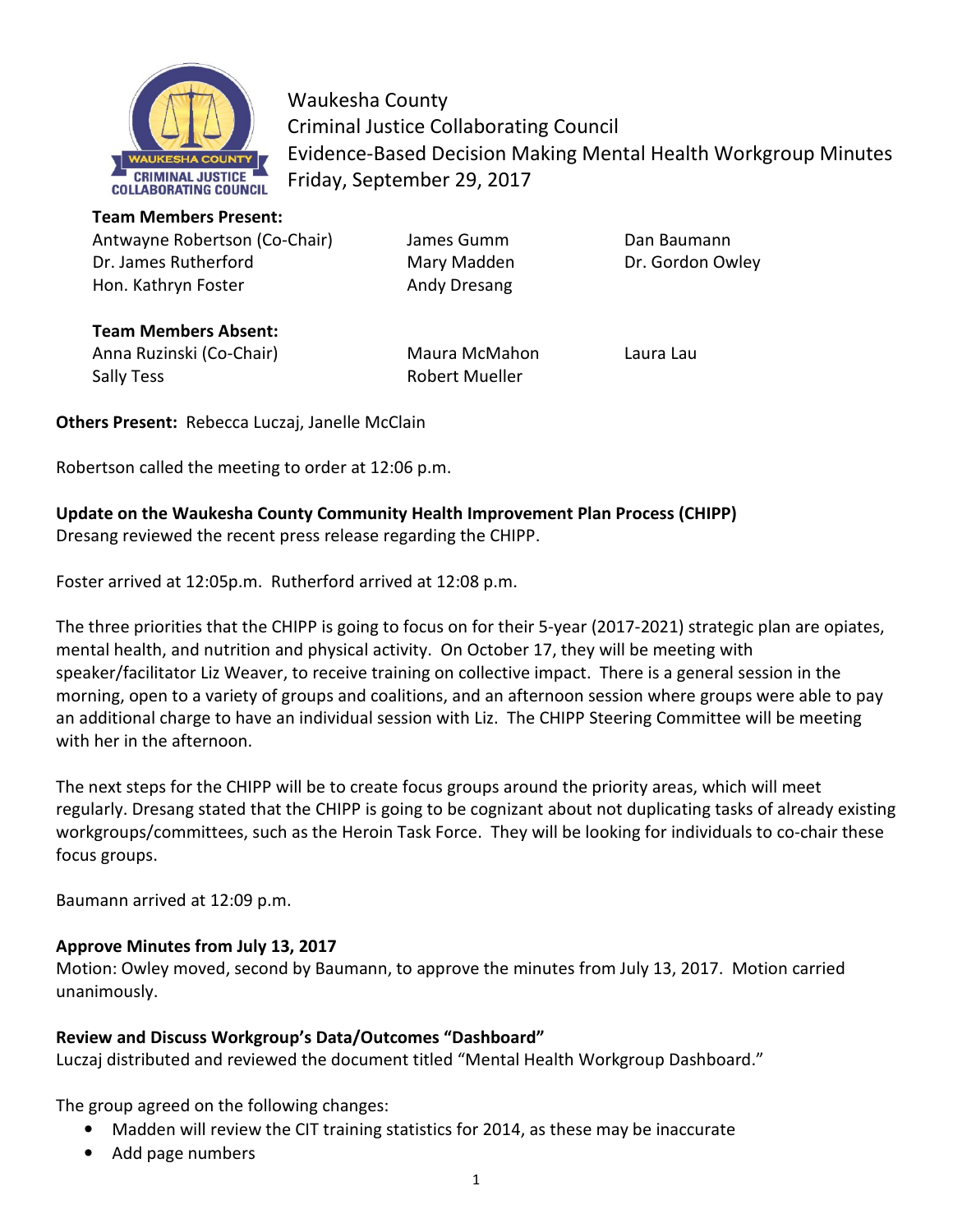# Waukesha County
## Criminal Justice Collaborating Council
## Evidence-Based Decision Making Mental Health Workgroup Minutes
## Friday, September 29, 2017

**Team Members Present:**

| | | |
|---|---|---|
| Antwayne Robertson (Co-Chair) | James Gumm | Dan Baumann |
| Dr. James Rutherford | Mary Madden | Dr. Gordon Owley |
| Hon. Kathryn Foster | Andy Dresang | |

**Team Members Absent:**

| | | |
|---|---|---|
| Anna Ruzinski (Co-Chair) | Maura McMahon | Laura Lau |
| Sally Tess | Robert Mueller | |

**Others Present:** Rebecca Luczaj, Janelle McClain

Robertson called the meeting to order at 12:06 p.m.

**Update on the Waukesha County Community Health Improvement Plan Process (CHIPP)**
Dresang reviewed the recent press release regarding the CHIPP.

Foster arrived at 12:05p.m. Rutherford arrived at 12:08 p.m.

The three priorities that the CHIPP is going to focus on for their 5-year (2017-2021) strategic plan are opiates, mental health, and nutrition and physical activity. On October 17, they will be meeting with speaker/facilitator Liz Weaver, to receive training on collective impact. There is a general session in the morning, open to a variety of groups and coalitions, and an afternoon session where groups were able to pay an additional charge to have an individual session with Liz. The CHIPP Steering Committee will be meeting with her in the afternoon.

The next steps for the CHIPP will be to create focus groups around the priority areas, which will meet regularly. Dresang stated that the CHIPP is going to be cognizant about not duplicating tasks of already existing workgroups/committees, such as the Heroin Task Force. They will be looking for individuals to co-chair these focus groups.

Baumann arrived at 12:09 p.m.

**Approve Minutes from July 13, 2017**
Motion: Owley moved, second by Baumann, to approve the minutes from July 13, 2017. Motion carried unanimously.

**Review and Discuss Workgroup's Data/Outcomes "Dashboard"**
Luczaj distributed and reviewed the document titled "Mental Health Workgroup Dashboard."

The group agreed on the following changes:

- Madden will review the CIT training statistics for 2014, as these may be inaccurate
- Add page numbers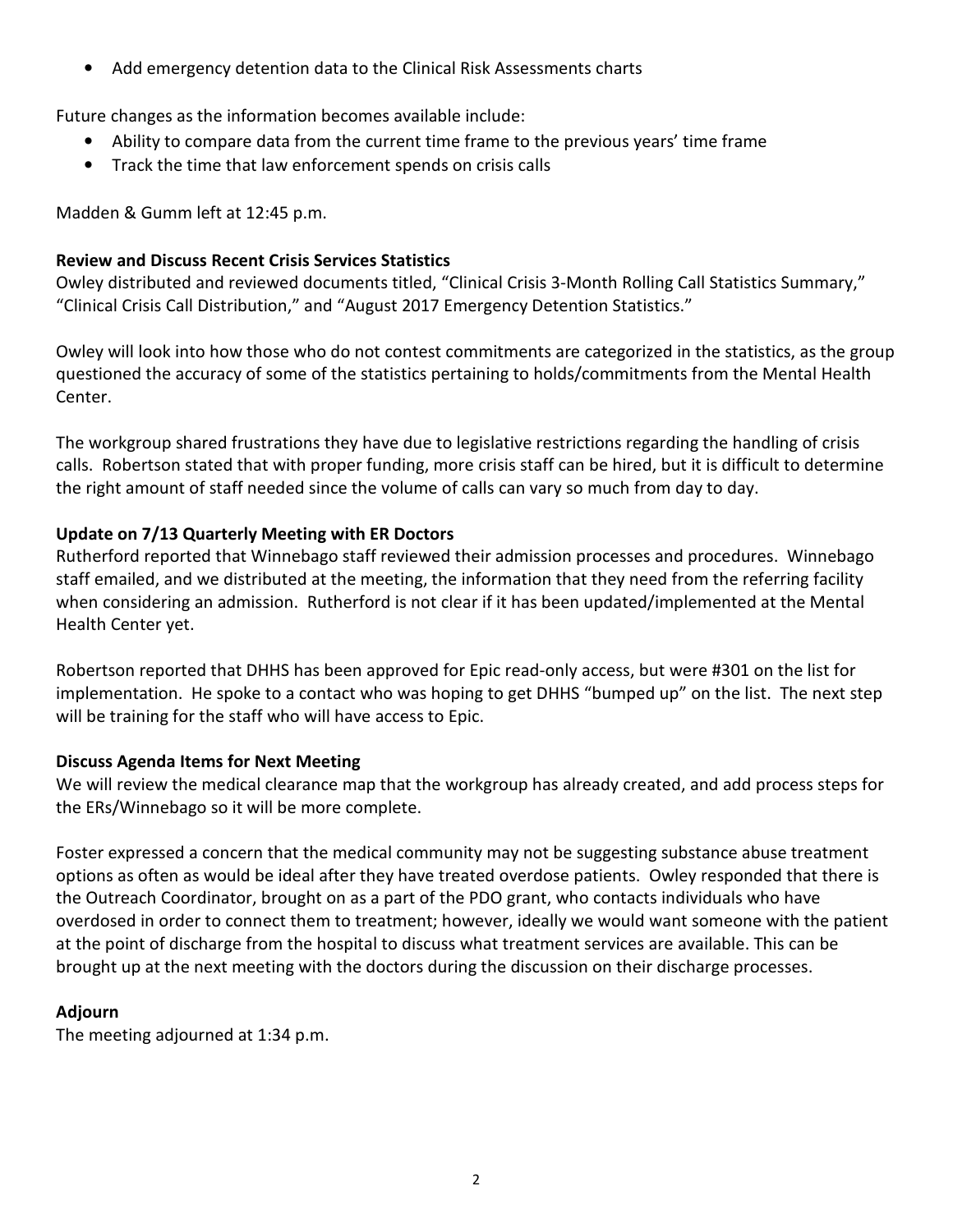- Add emergency detention data to the Clinical Risk Assessments charts

Future changes as the information becomes available include:

- Ability to compare data from the current time frame to the previous years' time frame
- Track the time that law enforcement spends on crisis calls

Madden & Gumm left at 12:45 p.m.

**Review and Discuss Recent Crisis Services Statistics**

Owley distributed and reviewed documents titled, "Clinical Crisis 3-Month Rolling Call Statistics Summary," "Clinical Crisis Call Distribution," and "August 2017 Emergency Detention Statistics."

Owley will look into how those who do not contest commitments are categorized in the statistics, as the group questioned the accuracy of some of the statistics pertaining to holds/commitments from the Mental Health Center.

The workgroup shared frustrations they have due to legislative restrictions regarding the handling of crisis calls. Robertson stated that with proper funding, more crisis staff can be hired, but it is difficult to determine the right amount of staff needed since the volume of calls can vary so much from day to day.

**Update on 7/13 Quarterly Meeting with ER Doctors**

Rutherford reported that Winnebago staff reviewed their admission processes and procedures. Winnebago staff emailed, and we distributed at the meeting, the information that they need from the referring facility when considering an admission. Rutherford is not clear if it has been updated/implemented at the Mental Health Center yet.

Robertson reported that DHHS has been approved for Epic read-only access, but were #301 on the list for implementation. He spoke to a contact who was hoping to get DHHS "bumped up" on the list. The next step will be training for the staff who will have access to Epic.

**Discuss Agenda Items for Next Meeting**

We will review the medical clearance map that the workgroup has already created, and add process steps for the ERs/Winnebago so it will be more complete.

Foster expressed a concern that the medical community may not be suggesting substance abuse treatment options as often as would be ideal after they have treated overdose patients. Owley responded that there is the Outreach Coordinator, brought on as a part of the PDO grant, who contacts individuals who have overdosed in order to connect them to treatment; however, ideally we would want someone with the patient at the point of discharge from the hospital to discuss what treatment services are available. This can be brought up at the next meeting with the doctors during the discussion on their discharge processes.

**Adjourn**

The meeting adjourned at 1:34 p.m.